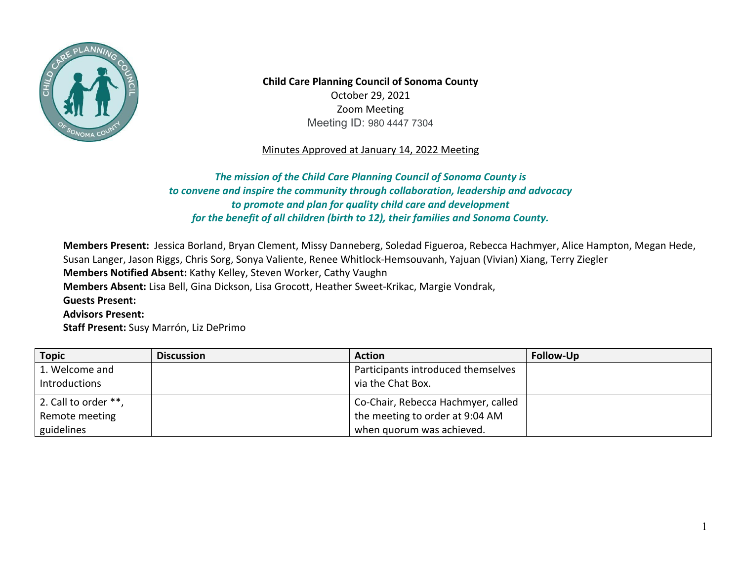**Child Care Planning Council of Sonoma County**
October 29, 2021
Zoom Meeting
Meeting ID: 980 4447 7304

Minutes Approved at January 14, 2022 Meeting

***The mission of the Child Care Planning Council of Sonoma County is to convene and inspire the community through collaboration, leadership and advocacy to promote and plan for quality child care and development for the benefit of all children (birth to 12), their families and Sonoma County.***

**Members Present:** Jessica Borland, Bryan Clement, Missy Danneberg, Soledad Figueroa, Rebecca Hachmyer, Alice Hampton, Megan Hede, Susan Langer, Jason Riggs, Chris Sorg, Sonya Valiente, Renee Whitlock-Hemsouvanh, Yajuan (Vivian) Xiang, Terry Ziegler
**Members Notified Absent:** Kathy Kelley, Steven Worker, Cathy Vaughn
**Members Absent:** Lisa Bell, Gina Dickson, Lisa Grocott, Heather Sweet-Krikac, Margie Vondrak,
**Guests Present:**
**Advisors Present:**
**Staff Present:** Susy Marrón, Liz DePrimo

| Topic | Discussion | Action | Follow-Up |
|---|---|---|---|
| 1. Welcome and Introductions | | Participants introduced themselves via the Chat Box. | |
| 2. Call to order **, Remote meeting guidelines | | Co-Chair, Rebecca Hachmyer, called the meeting to order at 9:04 AM when quorum was achieved. | |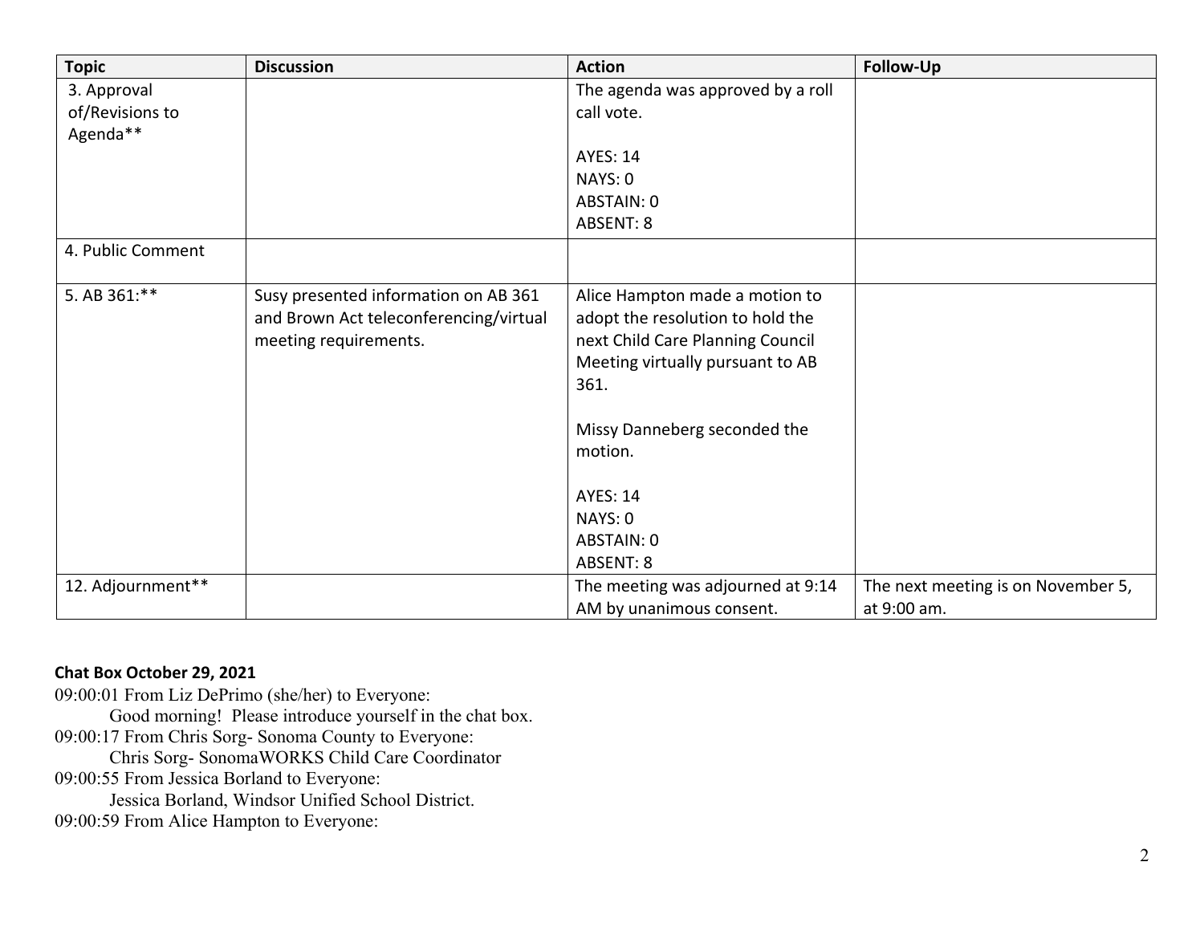| Topic | Discussion | Action | Follow-Up |
| --- | --- | --- | --- |
| 3. Approval of/Revisions to Agenda** | | The agenda was approved by a roll call vote.<br><br>AYES: 14<br>NAYS: 0<br>ABSTAIN: 0<br>ABSENT: 8 | |
| 4. Public Comment | | | |
| 5. AB 361:** | Susy presented information on AB 361 and Brown Act teleconferencing/virtual meeting requirements. | Alice Hampton made a motion to adopt the resolution to hold the next Child Care Planning Council Meeting virtually pursuant to AB 361.<br><br>Missy Danneberg seconded the motion.<br><br>AYES: 14<br>NAYS: 0<br>ABSTAIN: 0<br>ABSENT: 8 | |
| 12. Adjournment** | | The meeting was adjourned at 9:14 AM by unanimous consent. | The next meeting is on November 5, at 9:00 am. |

**Chat Box October 29, 2021**

09:00:01 From Liz DePrimo (she/her) to Everyone:
Good morning! Please introduce yourself in the chat box.

09:00:17 From Chris Sorg- Sonoma County to Everyone:
Chris Sorg- SonomaWORKS Child Care Coordinator

09:00:55 From Jessica Borland to Everyone:
Jessica Borland, Windsor Unified School District.

09:00:59 From Alice Hampton to Everyone: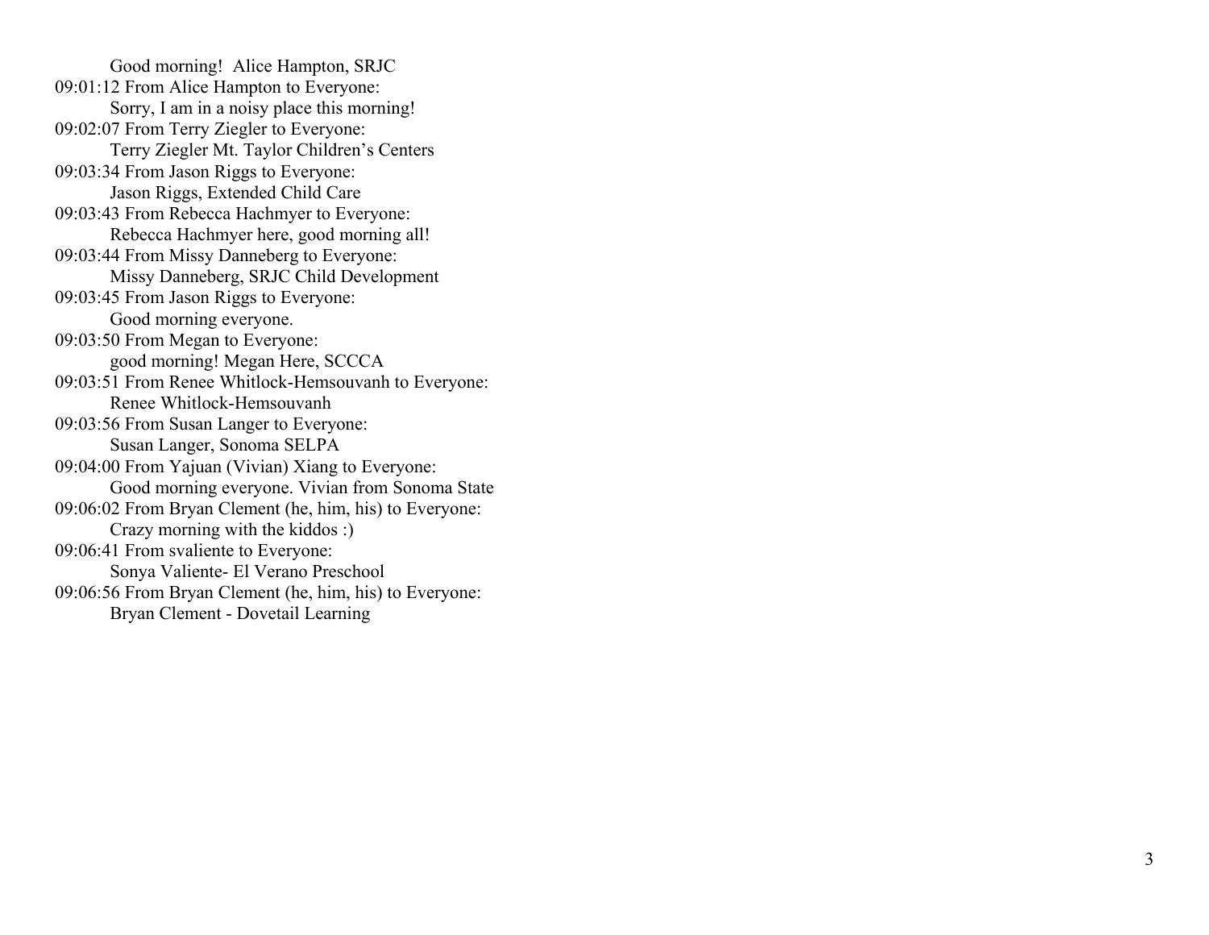Good morning!  Alice Hampton, SRJC

09:01:12 From Alice Hampton to Everyone:
Sorry, I am in a noisy place this morning!

09:02:07 From Terry Ziegler to Everyone:
Terry Ziegler Mt. Taylor Children's Centers

09:03:34 From Jason Riggs to Everyone:
Jason Riggs, Extended Child Care

09:03:43 From Rebecca Hachmyer to Everyone:
Rebecca Hachmyer here, good morning all!

09:03:44 From Missy Danneberg to Everyone:
Missy Danneberg, SRJC Child Development

09:03:45 From Jason Riggs to Everyone:
Good morning everyone.

09:03:50 From Megan to Everyone:
good morning! Megan Here, SCCCA

09:03:51 From Renee Whitlock-Hemsouvanh to Everyone:
Renee Whitlock-Hemsouvanh

09:03:56 From Susan Langer to Everyone:
Susan Langer, Sonoma SELPA

09:04:00 From Yajuan (Vivian) Xiang to Everyone:
Good morning everyone. Vivian from Sonoma State

09:06:02 From Bryan Clement (he, him, his) to Everyone:
Crazy morning with the kiddos :)

09:06:41 From svaliente to Everyone:
Sonya Valiente- El Verano Preschool

09:06:56 From Bryan Clement (he, him, his) to Everyone:
Bryan Clement - Dovetail Learning